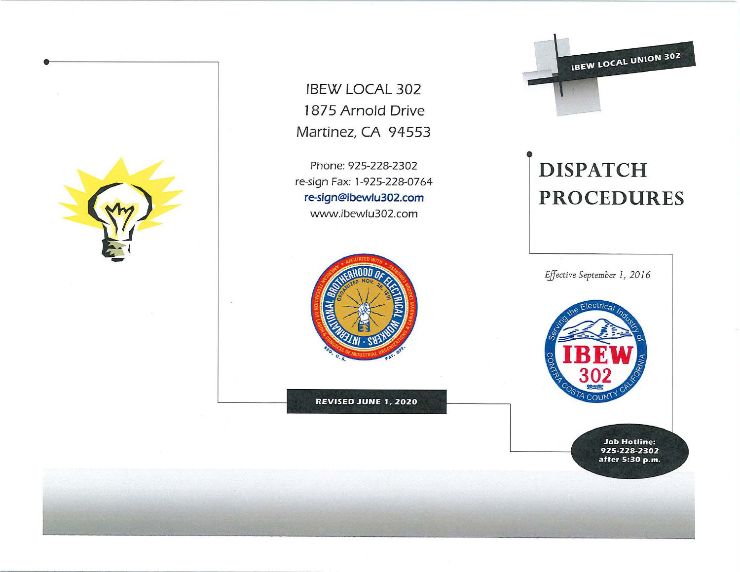IBEW LOCAL UNION 302

# DISPATCH PROCEDURES

*Effective September 1, 2016*

IBEW LOCAL 302
1875 Arnold Drive
Martinez, CA 94553

Phone: 925-228-2302
re-sign Fax: 1-925-228-0764
**re-sign@ibewlu302.com**
www.ibewlu302.com

**REVISED JUNE 1, 2020**

**Job Hotline: 925-228-2302 after 5:30 p.m.**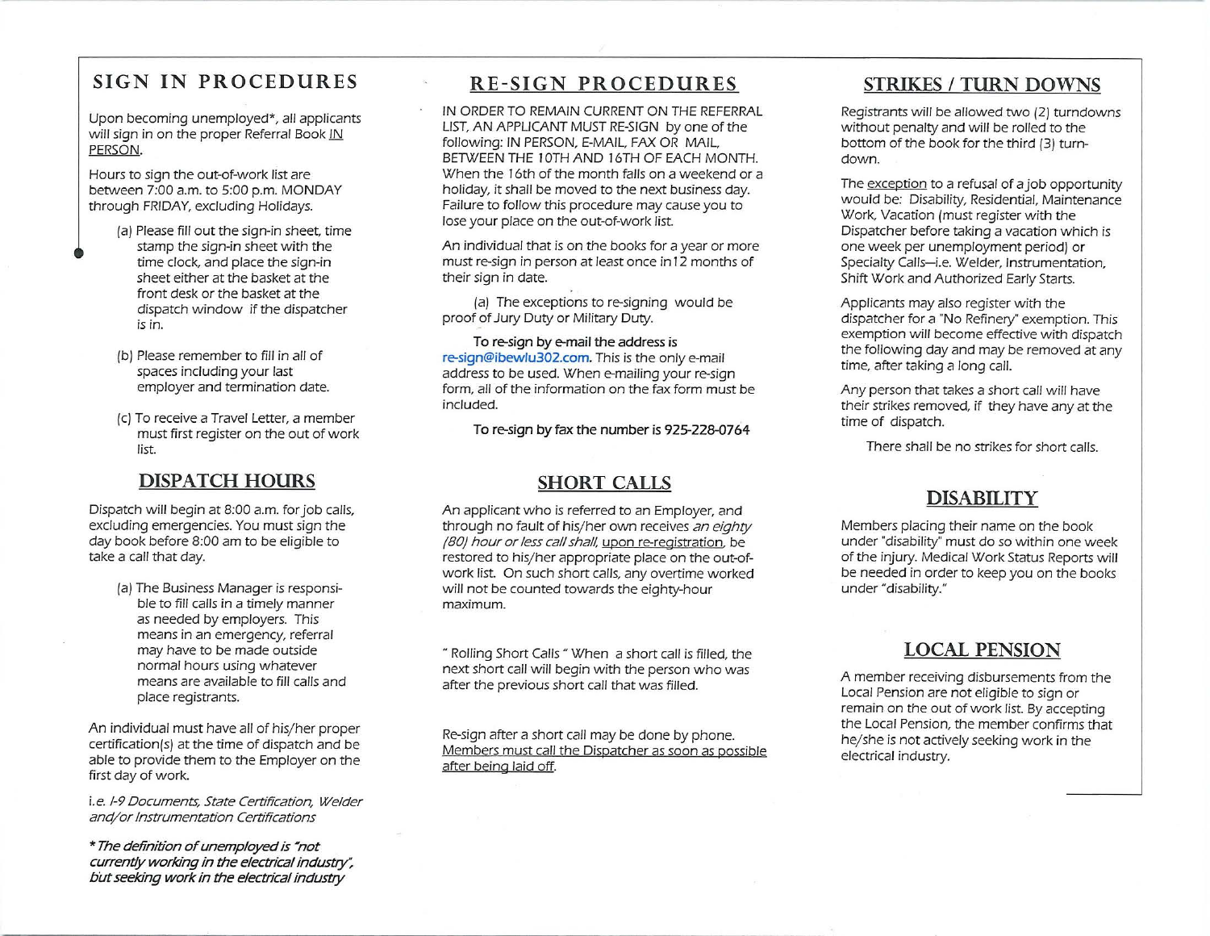## SIGN IN PROCEDURES

Upon becoming unemployed*, all applicants will sign in on the proper Referral Book IN PERSON.

Hours to sign the out-of-work list are between 7:00 a.m. to 5:00 p.m. MONDAY through FRIDAY, excluding Holidays.

(a) Please fill out the sign-in sheet, time stamp the sign-in sheet with the time clock, and place the sign-in sheet either at the basket at the front desk or the basket at the dispatch window if the dispatcher is in.

(b) Please remember to fill in all of spaces including your last employer and termination date.

(c) To receive a Travel Letter, a member must first register on the out of work list.

## DISPATCH HOURS

Dispatch will begin at 8:00 a.m. for job calls, excluding emergencies. You must sign the day book before 8:00 am to be eligible to take a call that day.

(a) The Business Manager is responsible to fill calls in a timely manner as needed by employers. This means in an emergency, referral may have to be made outside normal hours using whatever means are available to fill calls and place registrants.

An individual must have all of his/her proper certification(s) at the time of dispatch and be able to provide them to the Employer on the first day of work.

i.e. *I-9 Documents, State Certification, Welder and/or Instrumentation Certifications*

***The definition of unemployed is "not currently working in the electrical industry", but seeking work in the electrical industry***

## RE-SIGN PROCEDURES

IN ORDER TO REMAIN CURRENT ON THE REFERRAL LIST, AN APPLICANT MUST RE-SIGN by one of the following: IN PERSON, E-MAIL, FAX OR MAIL, BETWEEN THE 10TH AND 16TH OF EACH MONTH. When the 16th of the month falls on a weekend or a holiday, it shall be moved to the next business day. Failure to follow this procedure may cause you to lose your place on the out-of-work list.

An individual that is on the books for a year or more must re-sign in person at least once in12 months of their sign in date.

(a) The exceptions to re-signing would be proof of Jury Duty or Military Duty.

**To re-sign by e-mail the address is** re-sign@ibewlu302.com. This is the only e-mail address to be used. When e-mailing your re-sign form, all of the information on the fax form must be included.

**To re-sign by fax the number is 925-228-0764**

## SHORT CALLS

An applicant who is referred to an Employer, and through no fault of his/her own receives *an eighty (80) hour or less call shall*, upon re-registration, be restored to his/her appropriate place on the out-of-work list. On such short calls, any overtime worked will not be counted towards the eighty-hour maximum.

" Rolling Short Calls " When a short call is filled, the next short call will begin with the person who was after the previous short call that was filled.

Re-sign after a short call may be done by phone. Members must call the Dispatcher as soon as possible after being laid off.

## STRIKES / TURN DOWNS

Registrants will be allowed two (2) turndowns without penalty and will be rolled to the bottom of the book for the third (3) turndown.

The exception to a refusal of a job opportunity would be: Disability, Residential, Maintenance Work, Vacation (must register with the Dispatcher before taking a vacation which is one week per unemployment period) or Specialty Calls—i.e. Welder, Instrumentation, Shift Work and Authorized Early Starts.

Applicants may also register with the dispatcher for a "No Refinery" exemption. This exemption will become effective with dispatch the following day and may be removed at any time, after taking a long call.

Any person that takes a short call will have their strikes removed, if they have any at the time of dispatch.

There shall be no strikes for short calls.

## DISABILITY

Members placing their name on the book under "disability" must do so within one week of the injury. Medical Work Status Reports will be needed in order to keep you on the books under "disability."

## LOCAL PENSION

A member receiving disbursements from the Local Pension are not eligible to sign or remain on the out of work list. By accepting the Local Pension, the member confirms that he/she is not actively seeking work in the electrical industry.